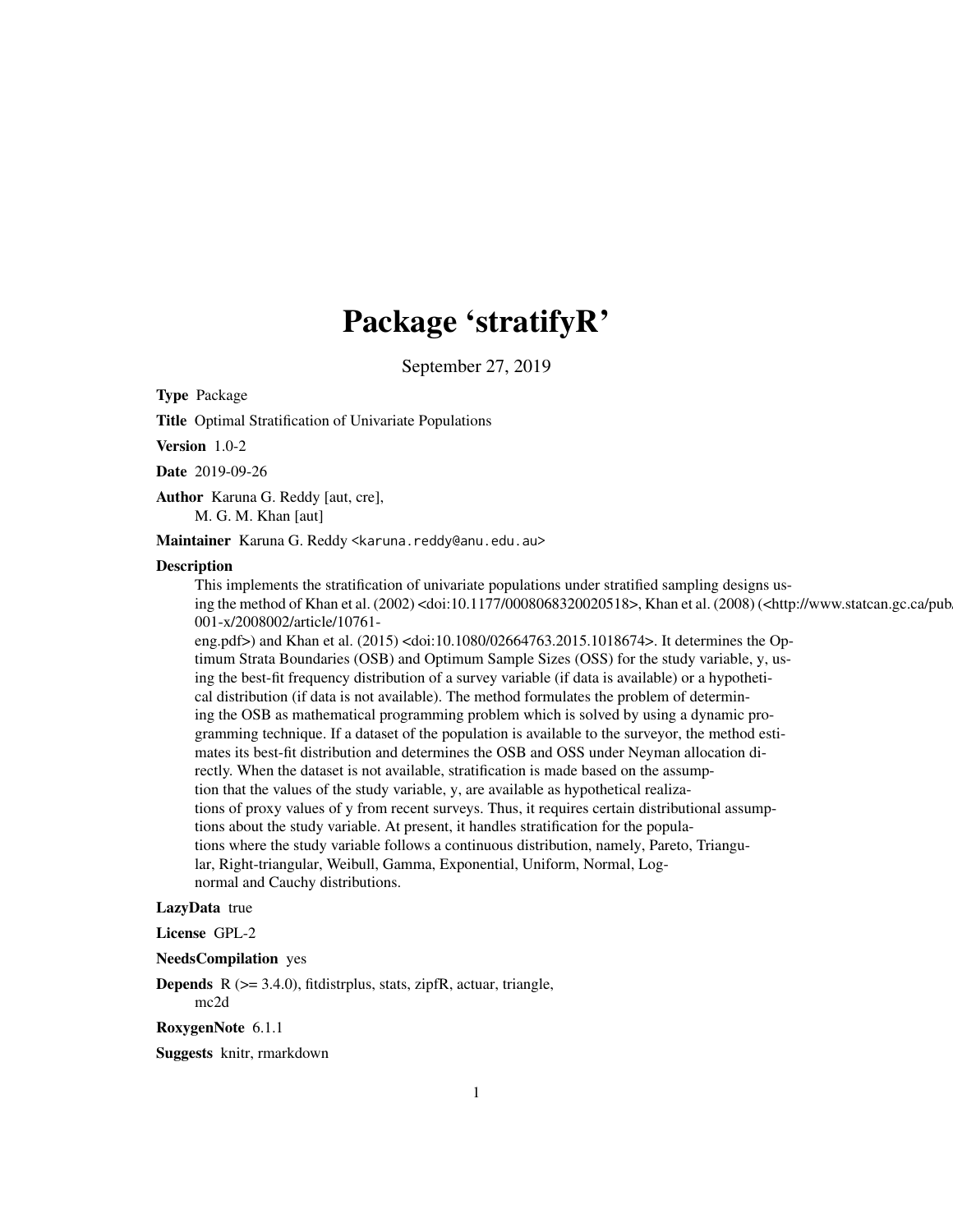# Package 'stratifyR'

September 27, 2019

**Type** Package

**Title** Optimal Stratification of Univariate Populations

**Version** 1.0-2

**Date** 2019-09-26

**Author** Karuna G. Reddy [aut, cre],
M. G. M. Khan [aut]

**Maintainer** Karuna G. Reddy <karuna.reddy@anu.edu.au>

**Description**
This implements the stratification of univariate populations under stratified sampling designs using the method of Khan et al. (2002) <doi:10.1177/0008068320020518>, Khan et al. (2008) (<http://www.statcan.gc.ca/pub/12-001-x/2008002/article/10761-eng.pdf>) and Khan et al. (2015) <doi:10.1080/02664763.2015.1018674>. It determines the Optimum Strata Boundaries (OSB) and Optimum Sample Sizes (OSS) for the study variable, y, using the best-fit frequency distribution of a survey variable (if data is available) or a hypothetical distribution (if data is not available). The method formulates the problem of determining the OSB as mathematical programming problem which is solved by using a dynamic programming technique. If a dataset of the population is available to the surveyor, the method estimates its best-fit distribution and determines the OSB and OSS under Neyman allocation directly. When the dataset is not available, stratification is made based on the assumption that the values of the study variable, y, are available as hypothetical realizations of proxy values of y from recent surveys. Thus, it requires certain distributional assumptions about the study variable. At present, it handles stratification for the populations where the study variable follows a continuous distribution, namely, Pareto, Triangular, Right-triangular, Weibull, Gamma, Exponential, Uniform, Normal, Log-normal and Cauchy distributions.

**LazyData** true

**License** GPL-2

**NeedsCompilation** yes

**Depends** R (>= 3.4.0), fitdistrplus, stats, zipfR, actuar, triangle, mc2d

**RoxygenNote** 6.1.1

**Suggests** knitr, rmarkdown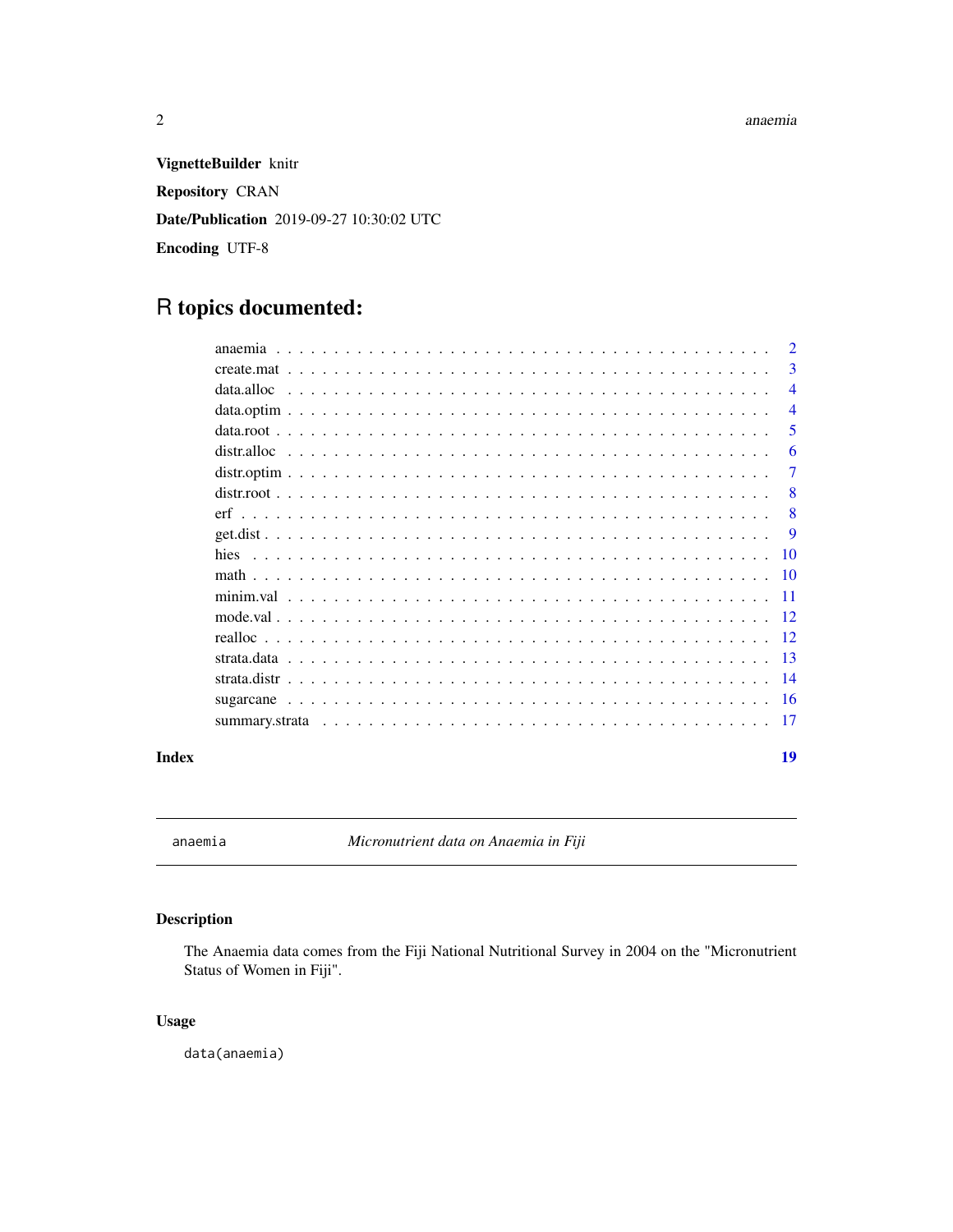**VignetteBuilder** knitr

**Repository** CRAN

**Date/Publication** 2019-09-27 10:30:02 UTC

**Encoding** UTF-8

# R topics documented:

| | |
|---|---|
| anaemia | 2 |
| create.mat | 3 |
| data.alloc | 4 |
| data.optim | 4 |
| data.root | 5 |
| distr.alloc | 6 |
| distr.optim | 7 |
| distr.root | 8 |
| erf | 8 |
| get.dist | 9 |
| hies | 10 |
| math | 10 |
| minim.val | 11 |
| mode.val | 12 |
| realloc | 12 |
| strata.data | 13 |
| strata.distr | 14 |
| sugarcane | 16 |
| summary.strata | 17 |

**Index** **19**

---

`anaemia` *Micronutrient data on Anaemia in Fiji*

---

## Description

The Anaemia data comes from the Fiji National Nutritional Survey in 2004 on the "Micronutrient Status of Women in Fiji".

## Usage

```
data(anaemia)
```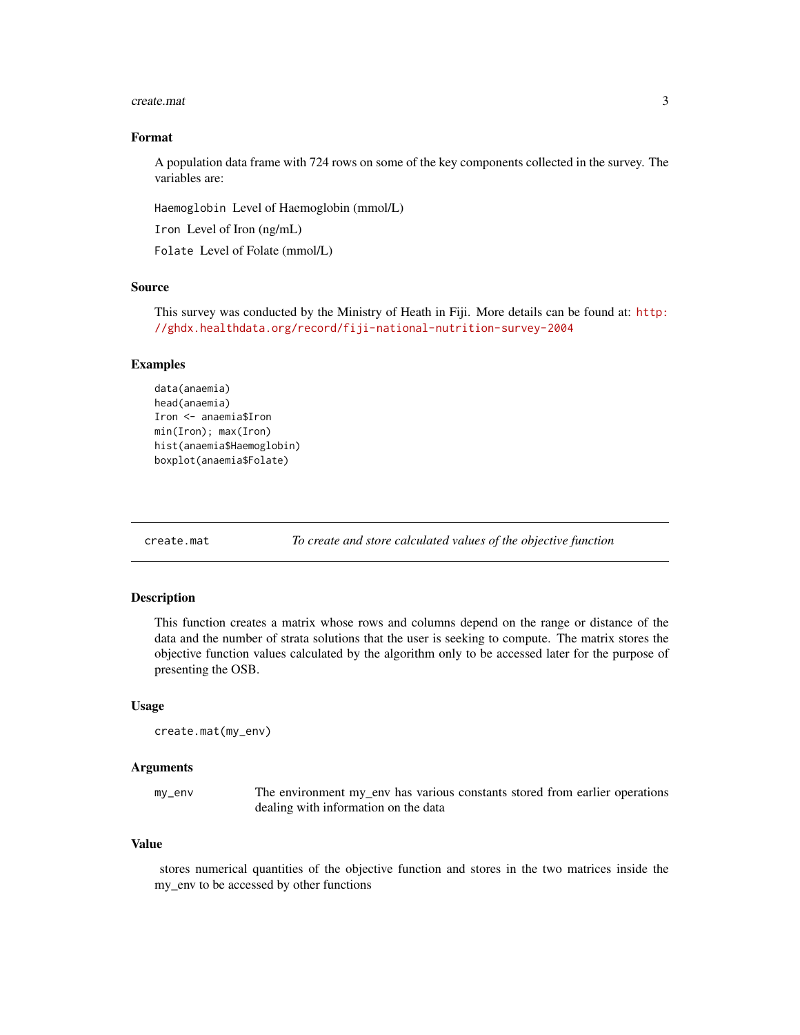### Format

A population data frame with 724 rows on some of the key components collected in the survey. The variables are:

`Haemoglobin` Level of Haemoglobin (mmol/L)

`Iron` Level of Iron (ng/mL)

`Folate` Level of Folate (mmol/L)

### Source

This survey was conducted by the Ministry of Heath in Fiji. More details can be found at: http://ghdx.healthdata.org/record/fiji-national-nutrition-survey-2004

### Examples

```
data(anaemia)
head(anaemia)
Iron <- anaemia$Iron
min(Iron); max(Iron)
hist(anaemia$Haemoglobin)
boxplot(anaemia$Folate)
```

---

## create.mat — *To create and store calculated values of the objective function*

### Description

This function creates a matrix whose rows and columns depend on the range or distance of the data and the number of strata solutions that the user is seeking to compute. The matrix stores the objective function values calculated by the algorithm only to be accessed later for the purpose of presenting the OSB.

### Usage

```
create.mat(my_env)
```

### Arguments

| | |
|---|---|
| `my_env` | The environment my_env has various constants stored from earlier operations dealing with information on the data |

### Value

stores numerical quantities of the objective function and stores in the two matrices inside the my_env to be accessed by other functions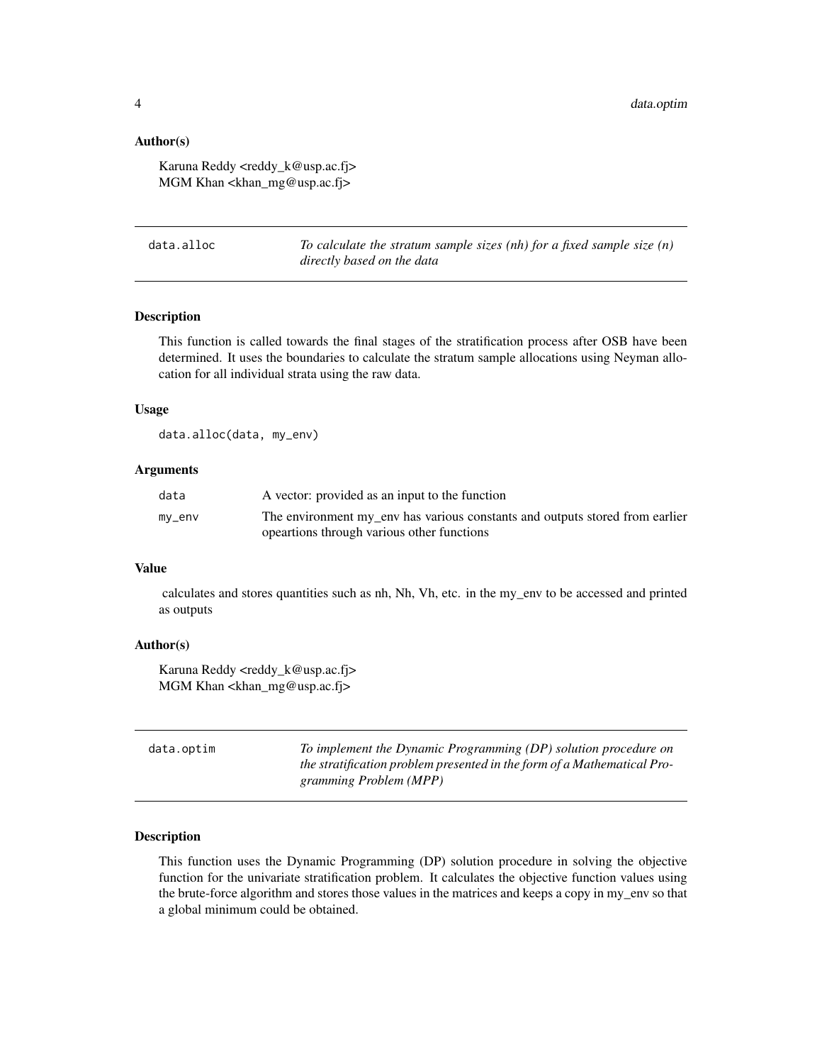### Author(s)

Karuna Reddy <reddy_k@usp.ac.fj>
MGM Khan <khan_mg@usp.ac.fj>

---

## data.alloc

*To calculate the stratum sample sizes (nh) for a fixed sample size (n) directly based on the data*

### Description

This function is called towards the final stages of the stratification process after OSB have been determined. It uses the boundaries to calculate the stratum sample allocations using Neyman allocation for all individual strata using the raw data.

### Usage

```
data.alloc(data, my_env)
```

### Arguments

| | |
|---|---|
| data | A vector: provided as an input to the function |
| my_env | The environment my_env has various constants and outputs stored from earlier opeartions through various other functions |

### Value

calculates and stores quantities such as nh, Nh, Vh, etc. in the my_env to be accessed and printed as outputs

### Author(s)

Karuna Reddy <reddy_k@usp.ac.fj>
MGM Khan <khan_mg@usp.ac.fj>

---

## data.optim

*To implement the Dynamic Programming (DP) solution procedure on the stratification problem presented in the form of a Mathematical Programming Problem (MPP)*

### Description

This function uses the Dynamic Programming (DP) solution procedure in solving the objective function for the univariate stratification problem. It calculates the objective function values using the brute-force algorithm and stores those values in the matrices and keeps a copy in my_env so that a global minimum could be obtained.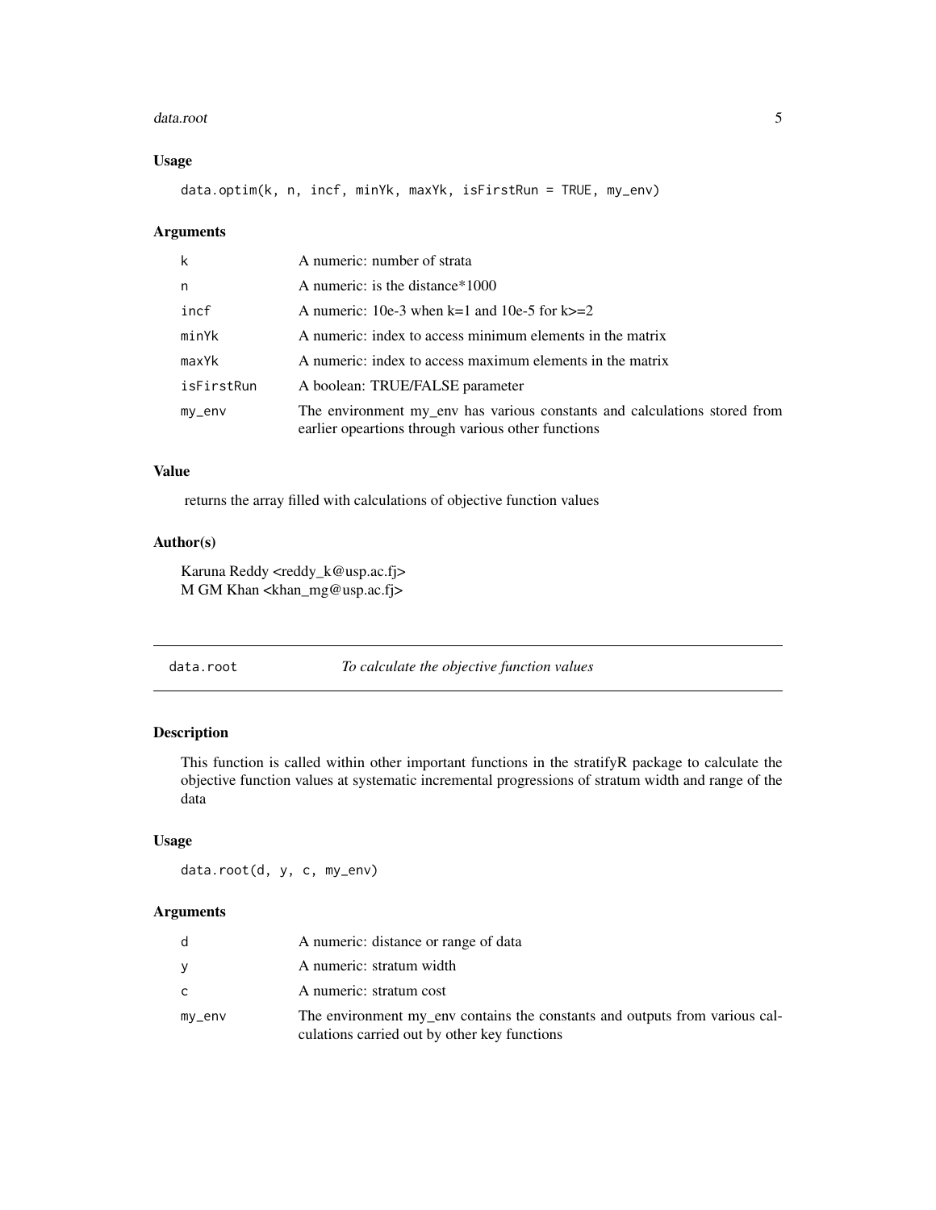### Usage

```
data.optim(k, n, incf, minYk, maxYk, isFirstRun = TRUE, my_env)
```

### Arguments

| | |
|---|---|
| k | A numeric: number of strata |
| n | A numeric: is the distance*1000 |
| incf | A numeric: 10e-3 when k=1 and 10e-5 for k>=2 |
| minYk | A numeric: index to access minimum elements in the matrix |
| maxYk | A numeric: index to access maximum elements in the matrix |
| isFirstRun | A boolean: TRUE/FALSE parameter |
| my_env | The environment my_env has various constants and calculations stored from earlier opeartions through various other functions |

### Value

returns the array filled with calculations of objective function values

### Author(s)

Karuna Reddy <reddy_k@usp.ac.fj>
M GM Khan <khan_mg@usp.ac.fj>

---

## data.root *To calculate the objective function values*

---

### Description

This function is called within other important functions in the stratifyR package to calculate the objective function values at systematic incremental progressions of stratum width and range of the data

### Usage

```
data.root(d, y, c, my_env)
```

### Arguments

| | |
|---|---|
| d | A numeric: distance or range of data |
| y | A numeric: stratum width |
| c | A numeric: stratum cost |
| my_env | The environment my_env contains the constants and outputs from various calculations carried out by other key functions |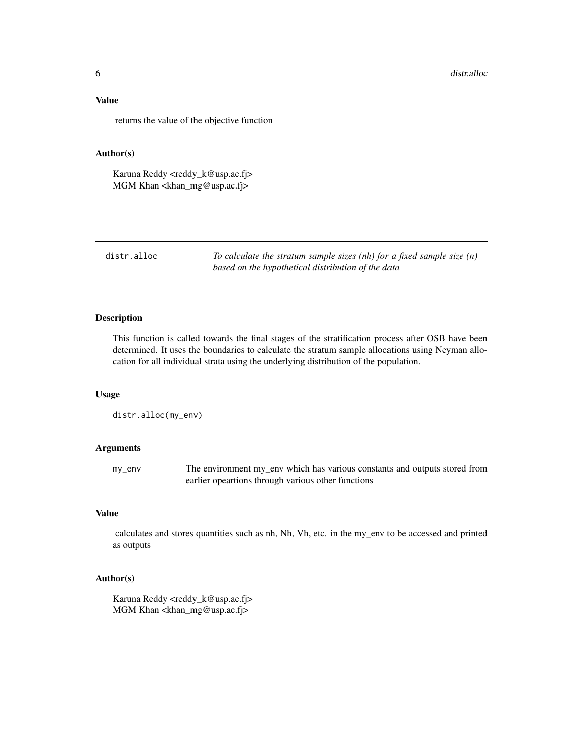### Value

returns the value of the objective function

### Author(s)

Karuna Reddy <reddy_k@usp.ac.fj>
MGM Khan <khan_mg@usp.ac.fj>

---

## distr.alloc — *To calculate the stratum sample sizes (nh) for a fixed sample size (n) based on the hypothetical distribution of the data*

---

### Description

This function is called towards the final stages of the stratification process after OSB have been determined. It uses the boundaries to calculate the stratum sample allocations using Neyman allocation for all individual strata using the underlying distribution of the population.

### Usage

```
distr.alloc(my_env)
```

### Arguments

| | |
|---|---|
| my_env | The environment my_env which has various constants and outputs stored from earlier opeartions through various other functions |

### Value

calculates and stores quantities such as nh, Nh, Vh, etc. in the my_env to be accessed and printed as outputs

### Author(s)

Karuna Reddy <reddy_k@usp.ac.fj>
MGM Khan <khan_mg@usp.ac.fj>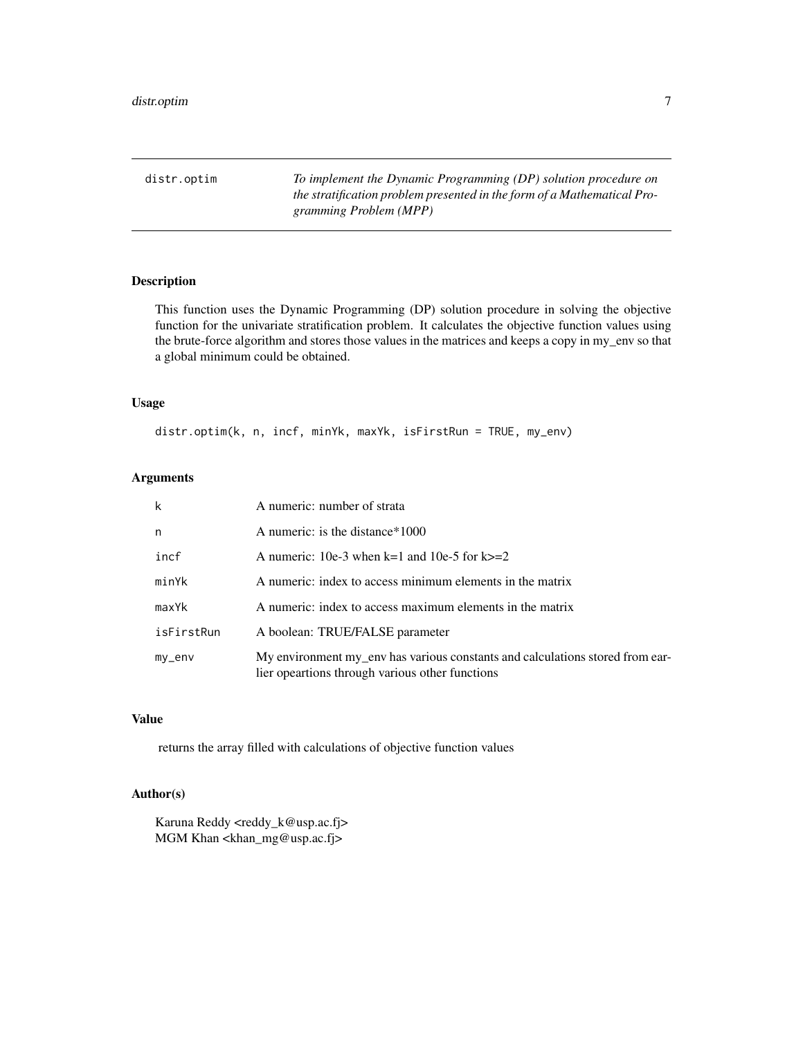# distr.optim

*To implement the Dynamic Programming (DP) solution procedure on the stratification problem presented in the form of a Mathematical Programming Problem (MPP)*

## Description

This function uses the Dynamic Programming (DP) solution procedure in solving the objective function for the univariate stratification problem. It calculates the objective function values using the brute-force algorithm and stores those values in the matrices and keeps a copy in my_env so that a global minimum could be obtained.

## Usage

```
distr.optim(k, n, incf, minYk, maxYk, isFirstRun = TRUE, my_env)
```

## Arguments

| | |
|---|---|
| k | A numeric: number of strata |
| n | A numeric: is the distance*1000 |
| incf | A numeric: 10e-3 when k=1 and 10e-5 for k>=2 |
| minYk | A numeric: index to access minimum elements in the matrix |
| maxYk | A numeric: index to access maximum elements in the matrix |
| isFirstRun | A boolean: TRUE/FALSE parameter |
| my_env | My environment my_env has various constants and calculations stored from earlier opeartions through various other functions |

## Value

returns the array filled with calculations of objective function values

## Author(s)

Karuna Reddy <reddy_k@usp.ac.fj>  
MGM Khan <khan_mg@usp.ac.fj>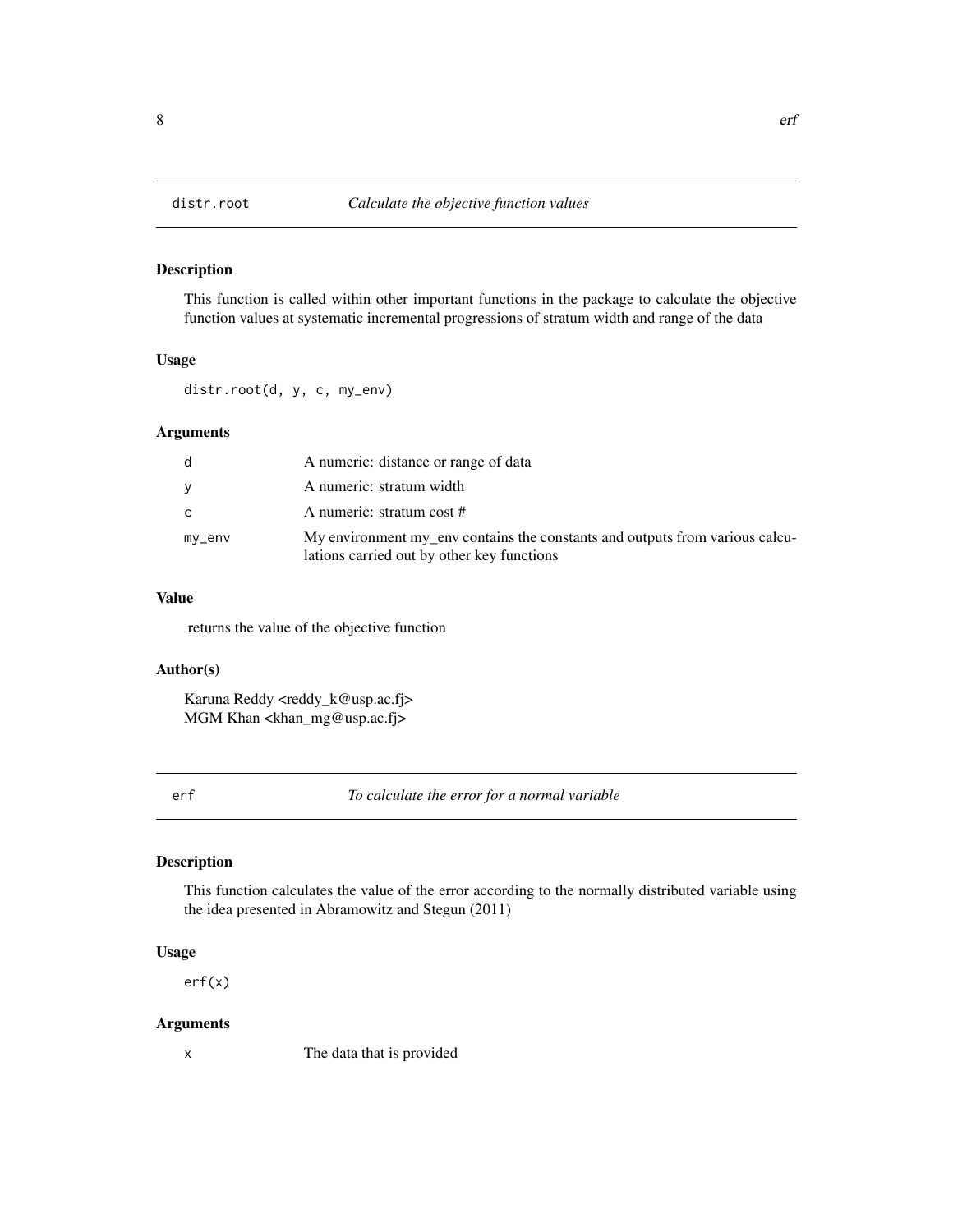## distr.root *Calculate the objective function values*

### Description

This function is called within other important functions in the package to calculate the objective function values at systematic incremental progressions of stratum width and range of the data

### Usage

```
distr.root(d, y, c, my_env)
```

### Arguments

| | |
|---|---|
| d | A numeric: distance or range of data |
| y | A numeric: stratum width |
| c | A numeric: stratum cost # |
| my_env | My environment my_env contains the constants and outputs from various calculations carried out by other key functions |

### Value

returns the value of the objective function

### Author(s)

Karuna Reddy <reddy_k@usp.ac.fj>
MGM Khan <khan_mg@usp.ac.fj>

## erf *To calculate the error for a normal variable*

### Description

This function calculates the value of the error according to the normally distributed variable using the idea presented in Abramowitz and Stegun (2011)

### Usage

```
erf(x)
```

### Arguments

| | |
|---|---|
| x | The data that is provided |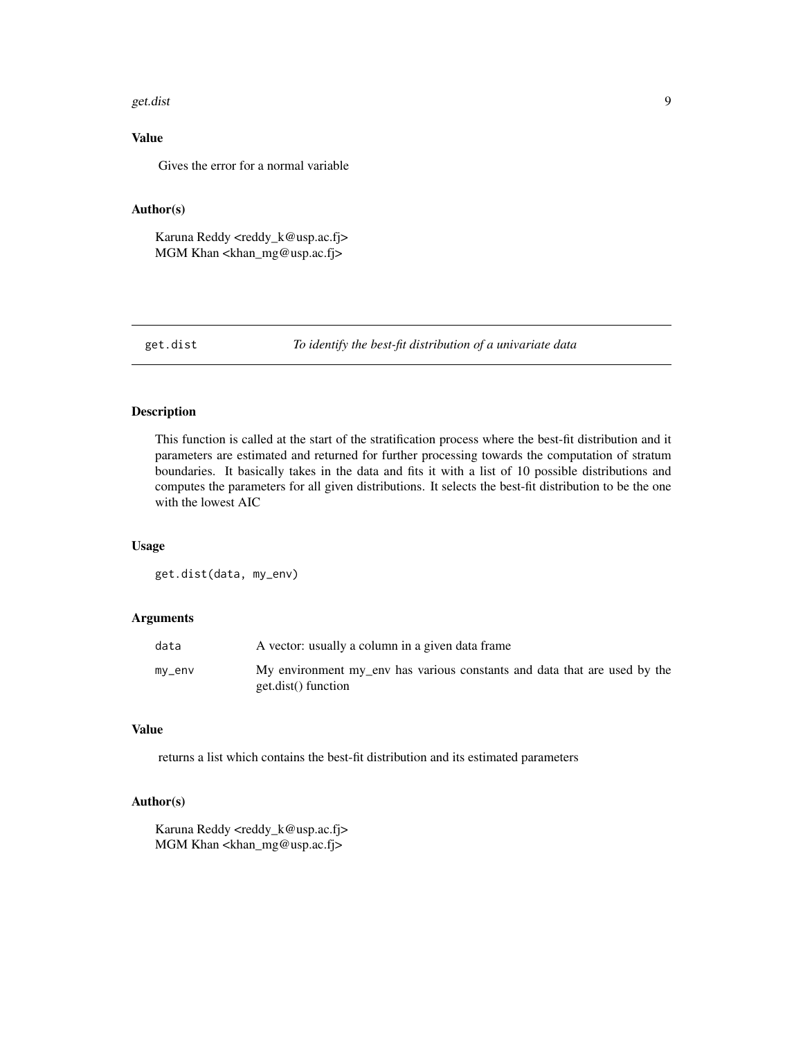### Value

Gives the error for a normal variable

### Author(s)

Karuna Reddy <reddy_k@usp.ac.fj>
MGM Khan <khan_mg@usp.ac.fj>

---

## get.dist — *To identify the best-fit distribution of a univariate data*

---

### Description

This function is called at the start of the stratification process where the best-fit distribution and it parameters are estimated and returned for further processing towards the computation of stratum boundaries. It basically takes in the data and fits it with a list of 10 possible distributions and computes the parameters for all given distributions. It selects the best-fit distribution to be the one with the lowest AIC

### Usage

```
get.dist(data, my_env)
```

### Arguments

| | |
|---|---|
| `data` | A vector: usually a column in a given data frame |
| `my_env` | My environment my_env has various constants and data that are used by the get.dist() function |

### Value

returns a list which contains the best-fit distribution and its estimated parameters

### Author(s)

Karuna Reddy <reddy_k@usp.ac.fj>
MGM Khan <khan_mg@usp.ac.fj>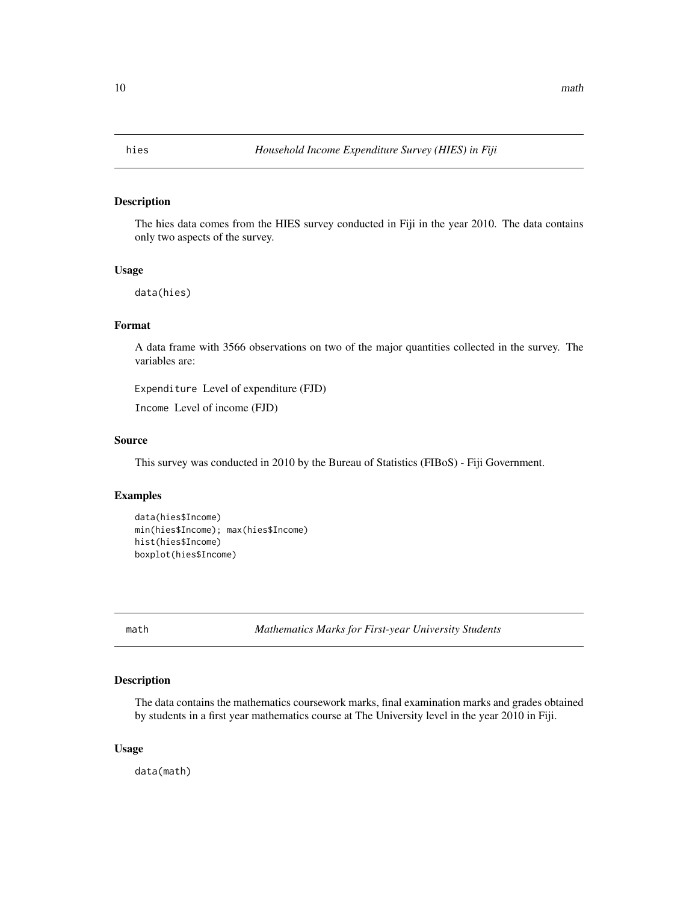## hies — *Household Income Expenditure Survey (HIES) in Fiji*

### Description

The hies data comes from the HIES survey conducted in Fiji in the year 2010. The data contains only two aspects of the survey.

### Usage

```
data(hies)
```

### Format

A data frame with 3566 observations on two of the major quantities collected in the survey. The variables are:

`Expenditure` Level of expenditure (FJD)

`Income` Level of income (FJD)

### Source

This survey was conducted in 2010 by the Bureau of Statistics (FIBoS) - Fiji Government.

### Examples

```
data(hies$Income)
min(hies$Income); max(hies$Income)
hist(hies$Income)
boxplot(hies$Income)
```

## math — *Mathematics Marks for First-year University Students*

### Description

The data contains the mathematics coursework marks, final examination marks and grades obtained by students in a first year mathematics course at The University level in the year 2010 in Fiji.

### Usage

```
data(math)
```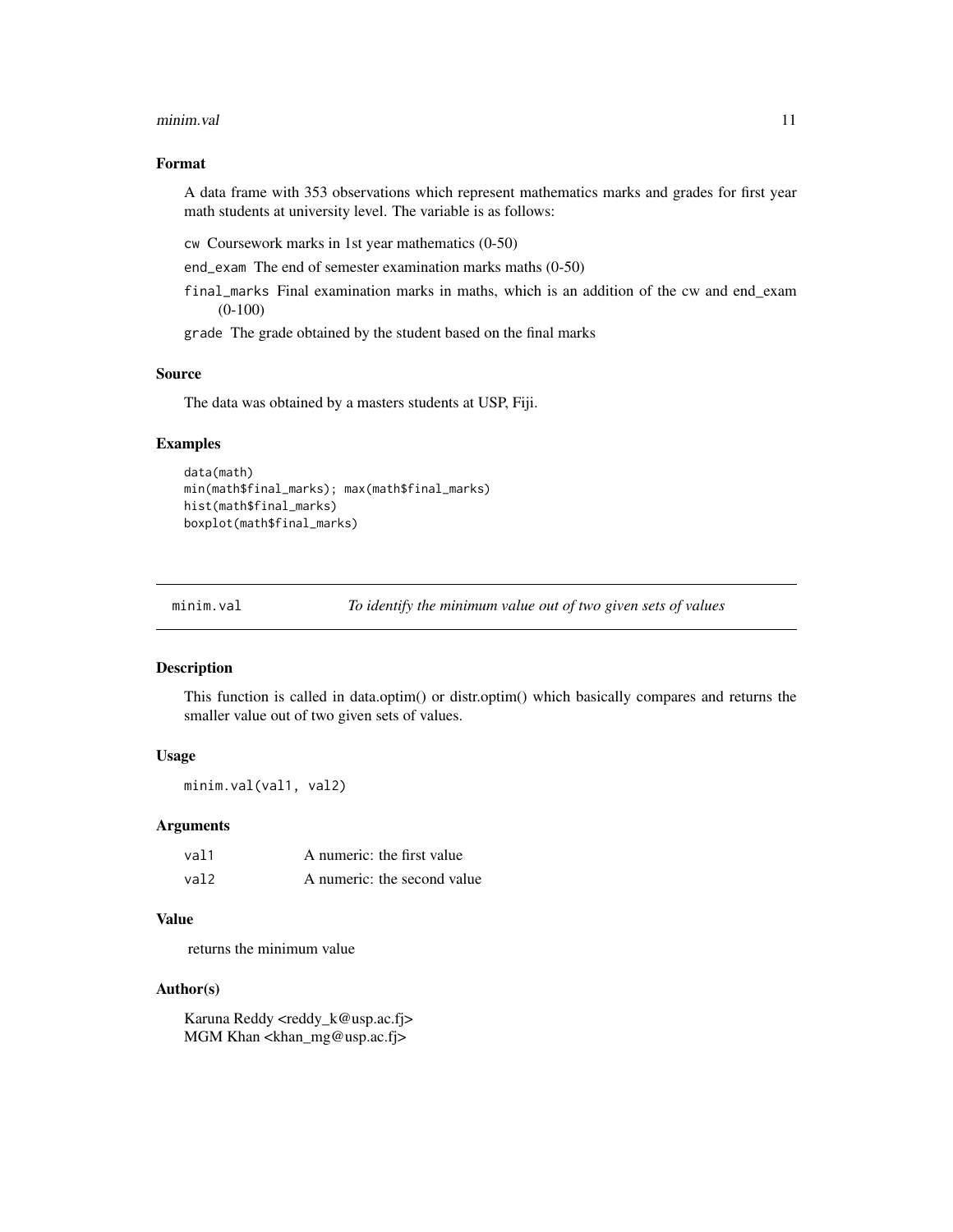### Format

A data frame with 353 observations which represent mathematics marks and grades for first year math students at university level. The variable is as follows:

- `cw` Coursework marks in 1st year mathematics (0-50)
- `end_exam` The end of semester examination marks maths (0-50)
- `final_marks` Final examination marks in maths, which is an addition of the cw and end_exam (0-100)
- `grade` The grade obtained by the student based on the final marks

### Source

The data was obtained by a masters students at USP, Fiji.

### Examples

```
data(math)
min(math$final_marks); max(math$final_marks)
hist(math$final_marks)
boxplot(math$final_marks)
```

---

## minim.val — *To identify the minimum value out of two given sets of values*

### Description

This function is called in data.optim() or distr.optim() which basically compares and returns the smaller value out of two given sets of values.

### Usage

```
minim.val(val1, val2)
```

### Arguments

| | |
|---|---|
| `val1` | A numeric: the first value |
| `val2` | A numeric: the second value |

### Value

returns the minimum value

### Author(s)

Karuna Reddy <reddy_k@usp.ac.fj>
MGM Khan <khan_mg@usp.ac.fj>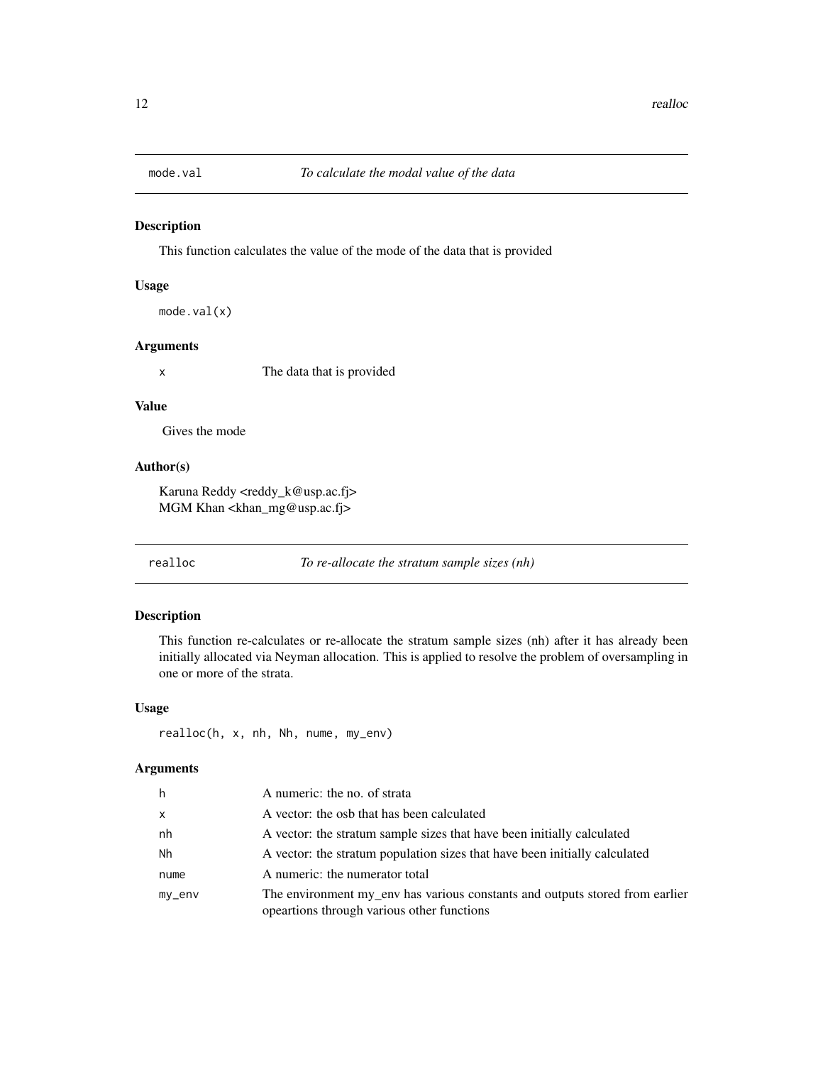## mode.val — *To calculate the modal value of the data*

### Description

This function calculates the value of the mode of the data that is provided

### Usage

```
mode.val(x)
```

### Arguments

| | |
|---|---|
| x | The data that is provided |

### Value

Gives the mode

### Author(s)

Karuna Reddy <reddy_k@usp.ac.fj>
MGM Khan <khan_mg@usp.ac.fj>

## realloc — *To re-allocate the stratum sample sizes (nh)*

### Description

This function re-calculates or re-allocate the stratum sample sizes (nh) after it has already been initially allocated via Neyman allocation. This is applied to resolve the problem of oversampling in one or more of the strata.

### Usage

```
realloc(h, x, nh, Nh, nume, my_env)
```

### Arguments

| | |
|---|---|
| h | A numeric: the no. of strata |
| x | A vector: the osb that has been calculated |
| nh | A vector: the stratum sample sizes that have been initially calculated |
| Nh | A vector: the stratum population sizes that have been initially calculated |
| nume | A numeric: the numerator total |
| my_env | The environment my_env has various constants and outputs stored from earlier opeartions through various other functions |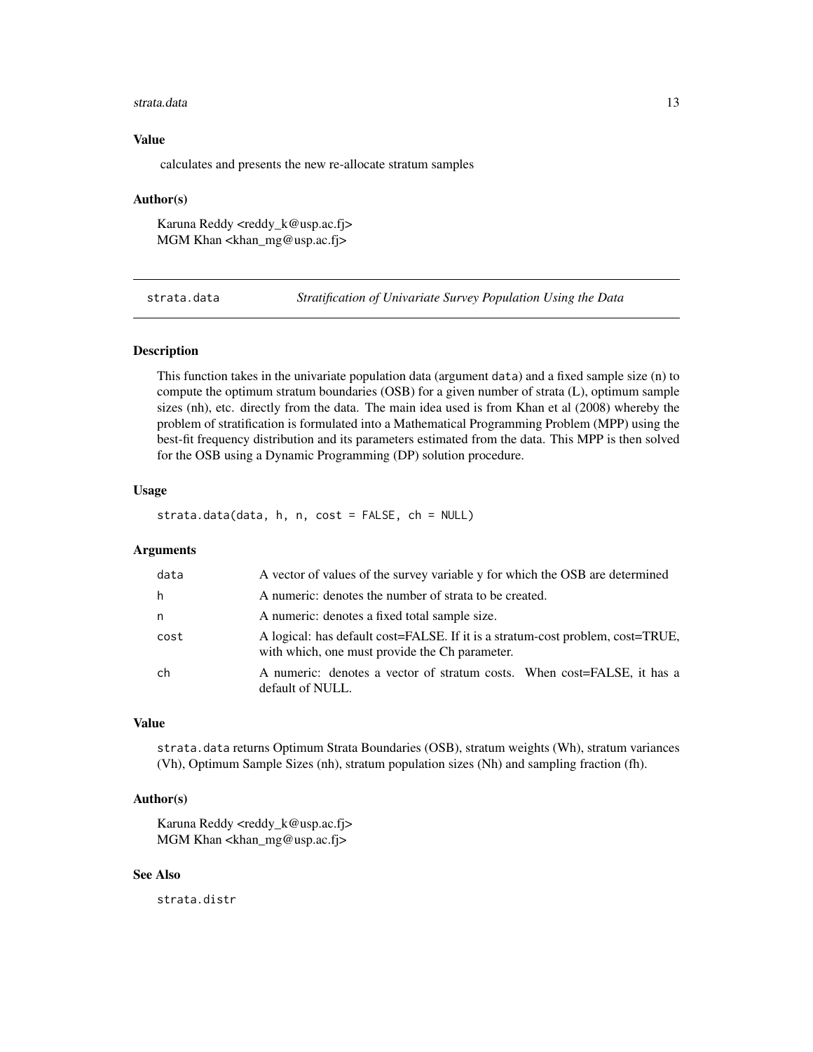### Value

calculates and presents the new re-allocate stratum samples

### Author(s)

Karuna Reddy <reddy_k@usp.ac.fj>
MGM Khan <khan_mg@usp.ac.fj>

---

## strata.data — *Stratification of Univariate Survey Population Using the Data*

---

### Description

This function takes in the univariate population data (argument `data`) and a fixed sample size (n) to compute the optimum stratum boundaries (OSB) for a given number of strata (L), optimum sample sizes (nh), etc. directly from the data. The main idea used is from Khan et al (2008) whereby the problem of stratification is formulated into a Mathematical Programming Problem (MPP) using the best-fit frequency distribution and its parameters estimated from the data. This MPP is then solved for the OSB using a Dynamic Programming (DP) solution procedure.

### Usage

```
strata.data(data, h, n, cost = FALSE, ch = NULL)
```

### Arguments

| | |
|---|---|
| data | A vector of values of the survey variable y for which the OSB are determined |
| h | A numeric: denotes the number of strata to be created. |
| n | A numeric: denotes a fixed total sample size. |
| cost | A logical: has default cost=FALSE. If it is a stratum-cost problem, cost=TRUE, with which, one must provide the Ch parameter. |
| ch | A numeric: denotes a vector of stratum costs. When cost=FALSE, it has a default of NULL. |

### Value

`strata.data` returns Optimum Strata Boundaries (OSB), stratum weights (Wh), stratum variances (Vh), Optimum Sample Sizes (nh), stratum population sizes (Nh) and sampling fraction (fh).

### Author(s)

Karuna Reddy <reddy_k@usp.ac.fj>
MGM Khan <khan_mg@usp.ac.fj>

### See Also

`strata.distr`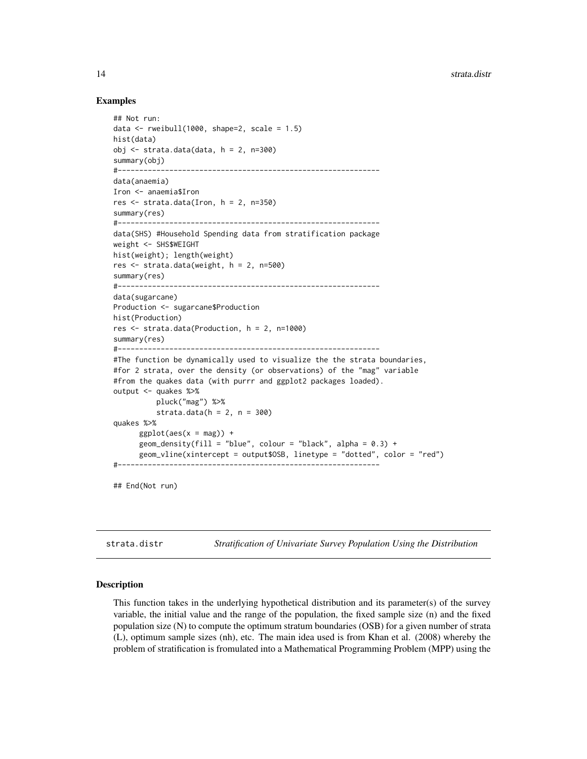### Examples

```
## Not run:
data <- rweibull(1000, shape=2, scale = 1.5)
hist(data)
obj <- strata.data(data, h = 2, n=300)
summary(obj)
#-------------------------------------------------------------
data(anaemia)
Iron <- anaemia$Iron
res <- strata.data(Iron, h = 2, n=350)
summary(res)
#-------------------------------------------------------------
data(SHS) #Household Spending data from stratification package
weight <- SHS$WEIGHT
hist(weight); length(weight)
res <- strata.data(weight, h = 2, n=500)
summary(res)
#-------------------------------------------------------------
data(sugarcane)
Production <- sugarcane$Production
hist(Production)
res <- strata.data(Production, h = 2, n=1000)
summary(res)
#-------------------------------------------------------------
#The function be dynamically used to visualize the the strata boundaries,
#for 2 strata, over the density (or observations) of the "mag" variable
#from the quakes data (with purrr and ggplot2 packages loaded).
output <- quakes %>%
          pluck("mag") %>%
          strata.data(h = 2, n = 300)
quakes %>%
      ggplot(aes(x = mag)) +
      geom_density(fill = "blue", colour = "black", alpha = 0.3) +
      geom_vline(xintercept = output$OSB, linetype = "dotted", color = "red")
#-------------------------------------------------------------

## End(Not run)
```

## strata.distr — *Stratification of Univariate Survey Population Using the Distribution*

### Description

This function takes in the underlying hypothetical distribution and its parameter(s) of the survey variable, the initial value and the range of the population, the fixed sample size (n) and the fixed population size (N) to compute the optimum stratum boundaries (OSB) for a given number of strata (L), optimum sample sizes (nh), etc. The main idea used is from Khan et al. (2008) whereby the problem of stratification is fromulated into a Mathematical Programming Problem (MPP) using the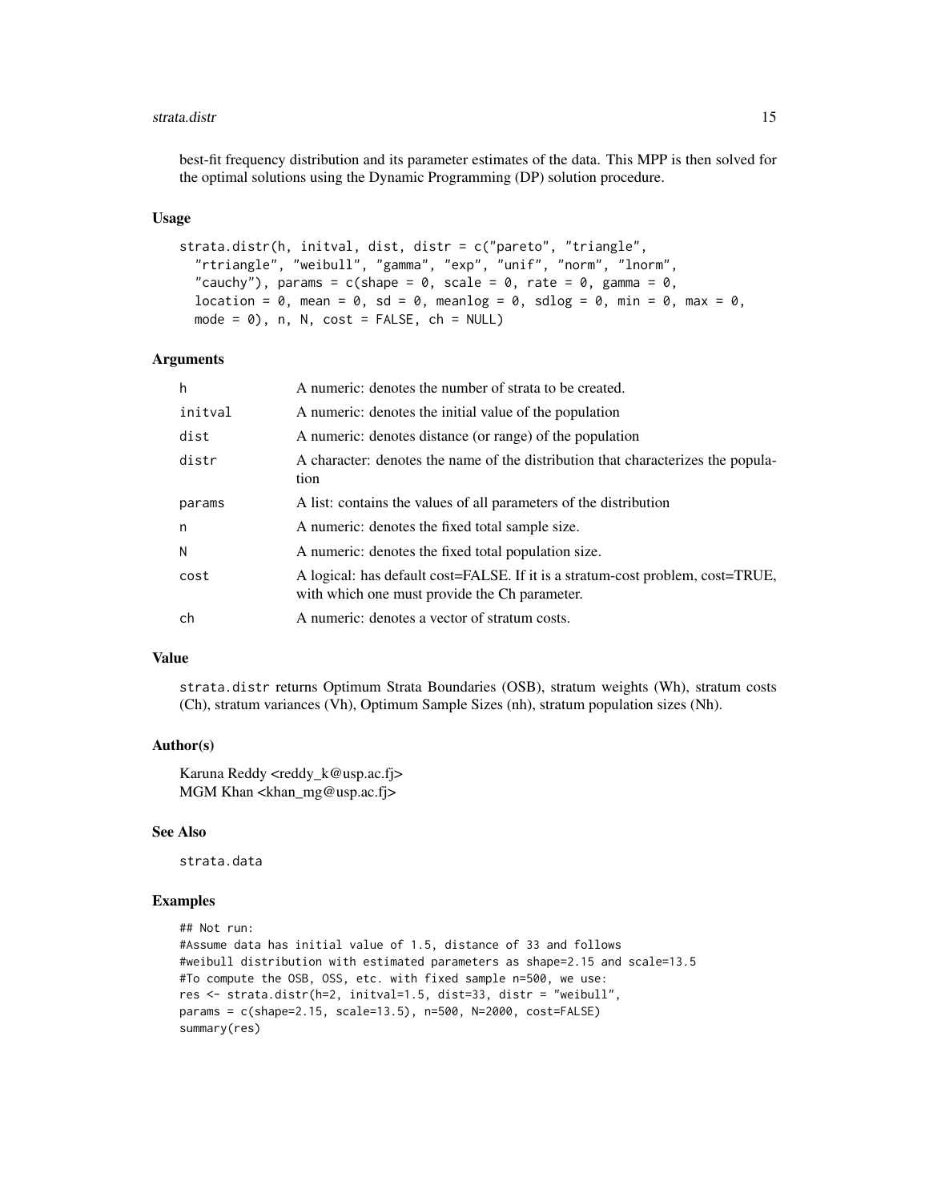best-fit frequency distribution and its parameter estimates of the data. This MPP is then solved for the optimal solutions using the Dynamic Programming (DP) solution procedure.

### Usage

```
strata.distr(h, initval, dist, distr = c("pareto", "triangle",
  "rtriangle", "weibull", "gamma", "exp", "unif", "norm", "lnorm",
  "cauchy"), params = c(shape = 0, scale = 0, rate = 0, gamma = 0,
  location = 0, mean = 0, sd = 0, meanlog = 0, sdlog = 0, min = 0, max = 0,
  mode = 0), n, N, cost = FALSE, ch = NULL)
```

### Arguments

| | |
|---|---|
| h | A numeric: denotes the number of strata to be created. |
| initval | A numeric: denotes the initial value of the population |
| dist | A numeric: denotes distance (or range) of the population |
| distr | A character: denotes the name of the distribution that characterizes the population |
| params | A list: contains the values of all parameters of the distribution |
| n | A numeric: denotes the fixed total sample size. |
| N | A numeric: denotes the fixed total population size. |
| cost | A logical: has default cost=FALSE. If it is a stratum-cost problem, cost=TRUE, with which one must provide the Ch parameter. |
| ch | A numeric: denotes a vector of stratum costs. |

### Value

strata.distr returns Optimum Strata Boundaries (OSB), stratum weights (Wh), stratum costs (Ch), stratum variances (Vh), Optimum Sample Sizes (nh), stratum population sizes (Nh).

### Author(s)

Karuna Reddy <reddy_k@usp.ac.fj>
MGM Khan <khan_mg@usp.ac.fj>

### See Also

strata.data

### Examples

```
## Not run:
#Assume data has initial value of 1.5, distance of 33 and follows
#weibull distribution with estimated parameters as shape=2.15 and scale=13.5
#To compute the OSB, OSS, etc. with fixed sample n=500, we use:
res <- strata.distr(h=2, initval=1.5, dist=33, distr = "weibull",
params = c(shape=2.15, scale=13.5), n=500, N=2000, cost=FALSE)
summary(res)
```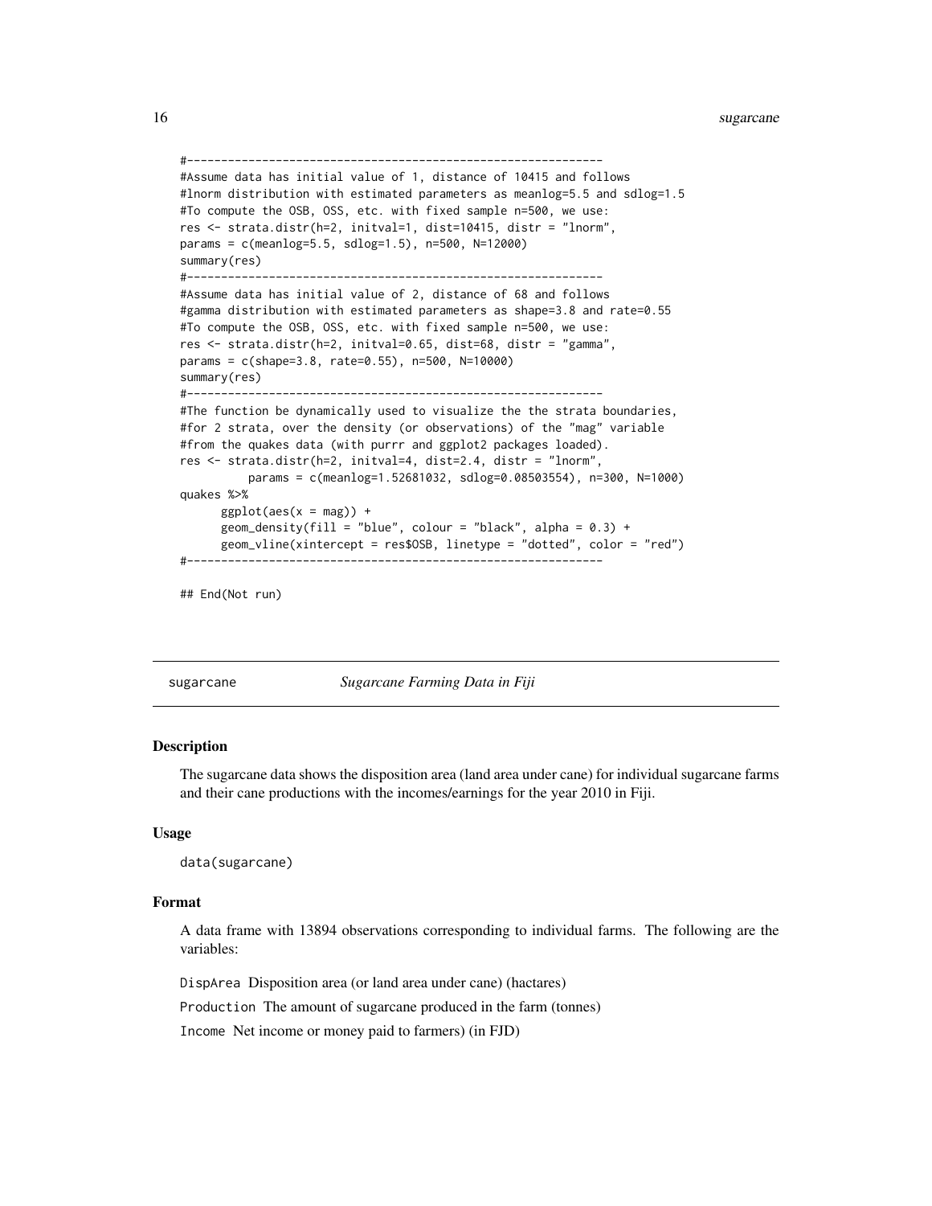```
#-------------------------------------------------------------
#Assume data has initial value of 1, distance of 10415 and follows
#lnorm distribution with estimated parameters as meanlog=5.5 and sdlog=1.5
#To compute the OSB, OSS, etc. with fixed sample n=500, we use:
res <- strata.distr(h=2, initval=1, dist=10415, distr = "lnorm",
params = c(meanlog=5.5, sdlog=1.5), n=500, N=12000)
summary(res)
#-------------------------------------------------------------
#Assume data has initial value of 2, distance of 68 and follows
#gamma distribution with estimated parameters as shape=3.8 and rate=0.55
#To compute the OSB, OSS, etc. with fixed sample n=500, we use:
res <- strata.distr(h=2, initval=0.65, dist=68, distr = "gamma",
params = c(shape=3.8, rate=0.55), n=500, N=10000)
summary(res)
#-------------------------------------------------------------
#The function be dynamically used to visualize the the strata boundaries,
#for 2 strata, over the density (or observations) of the "mag" variable
#from the quakes data (with purrr and ggplot2 packages loaded).
res <- strata.distr(h=2, initval=4, dist=2.4, distr = "lnorm",
         params = c(meanlog=1.52681032, sdlog=0.08503554), n=300, N=1000)
quakes %>%
      ggplot(aes(x = mag)) +
      geom_density(fill = "blue", colour = "black", alpha = 0.3) +
      geom_vline(xintercept = res$OSB, linetype = "dotted", color = "red")
#-------------------------------------------------------------

## End(Not run)
```

## sugarcane *Sugarcane Farming Data in Fiji*

### Description

The sugarcane data shows the disposition area (land area under cane) for individual sugarcane farms and their cane productions with the incomes/earnings for the year 2010 in Fiji.

### Usage

```
data(sugarcane)
```

### Format

A data frame with 13894 observations corresponding to individual farms. The following are the variables:

`DispArea` Disposition area (or land area under cane) (hactares)

`Production` The amount of sugarcane produced in the farm (tonnes)

`Income` Net income or money paid to farmers) (in FJD)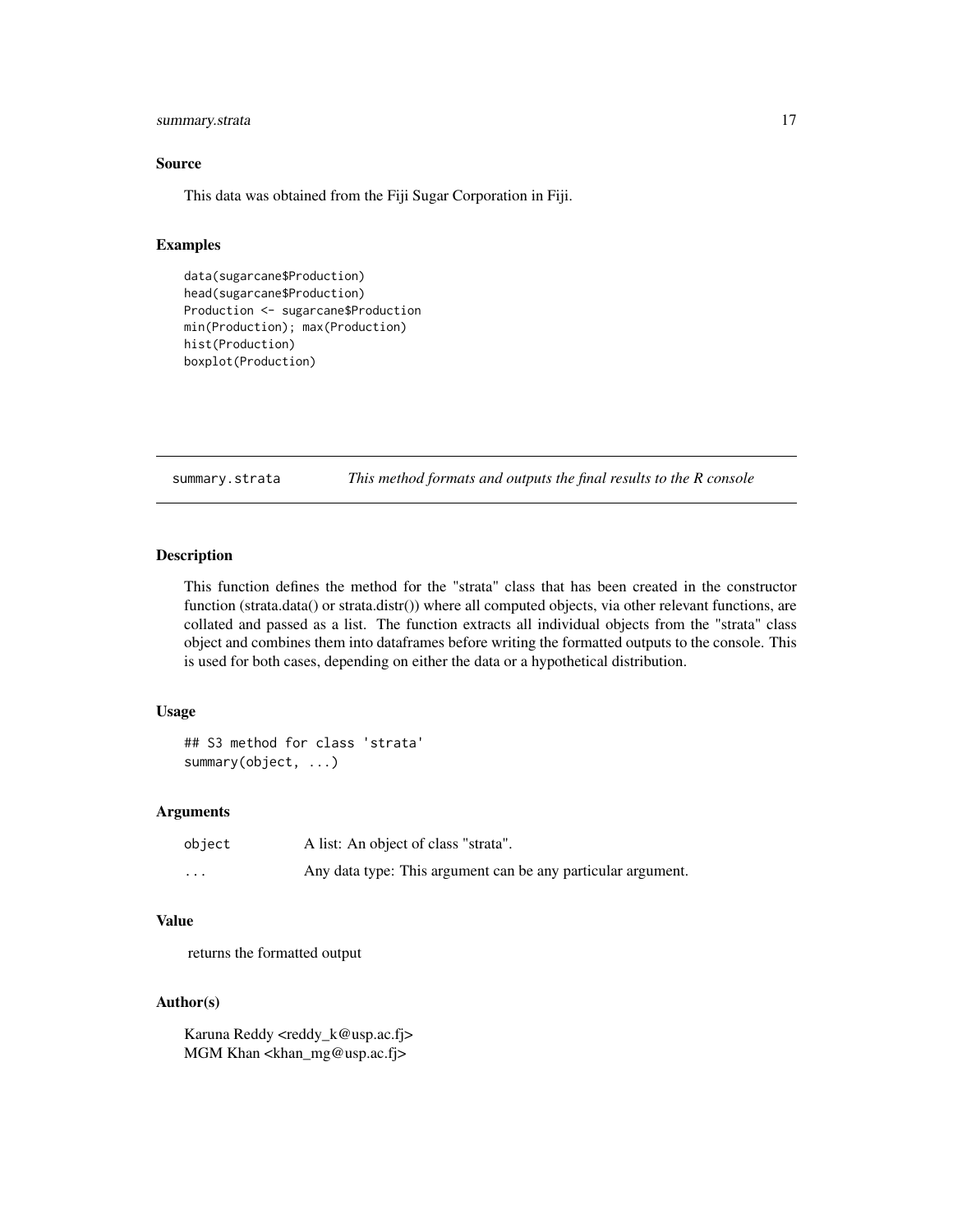### Source

This data was obtained from the Fiji Sugar Corporation in Fiji.

### Examples

```
data(sugarcane$Production)
head(sugarcane$Production)
Production <- sugarcane$Production
min(Production); max(Production)
hist(Production)
boxplot(Production)
```

---

## summary.strata *This method formats and outputs the final results to the R console*

---

### Description

This function defines the method for the "strata" class that has been created in the constructor function (strata.data() or strata.distr()) where all computed objects, via other relevant functions, are collated and passed as a list. The function extracts all individual objects from the "strata" class object and combines them into dataframes before writing the formatted outputs to the console. This is used for both cases, depending on either the data or a hypothetical distribution.

### Usage

```
## S3 method for class 'strata'
summary(object, ...)
```

### Arguments

| | |
|---|---|
| object | A list: An object of class "strata". |
| ... | Any data type: This argument can be any particular argument. |

### Value

returns the formatted output

### Author(s)

Karuna Reddy <reddy_k@usp.ac.fj>
MGM Khan <khan_mg@usp.ac.fj>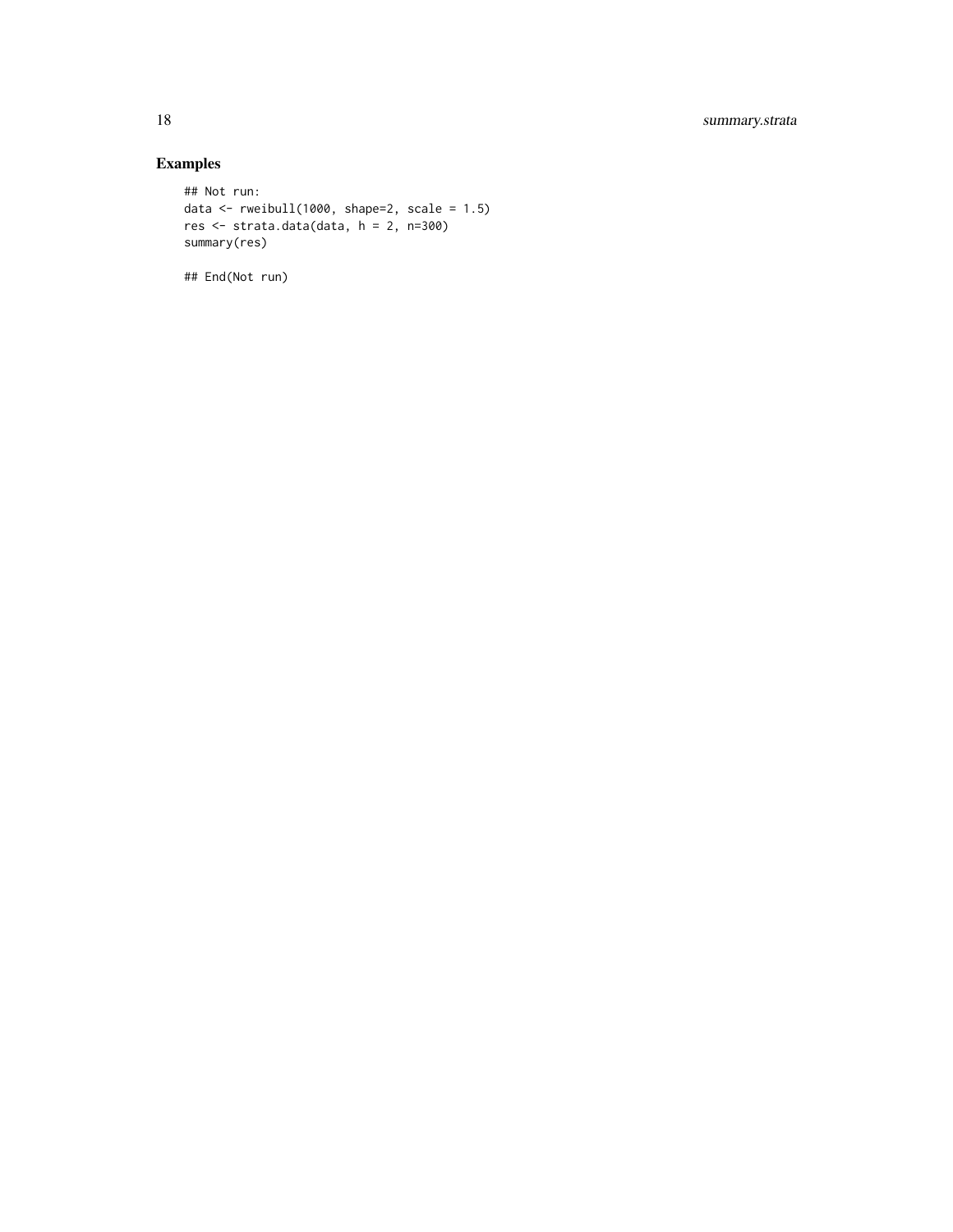## Examples

```
## Not run:
data <- rweibull(1000, shape=2, scale = 1.5)
res <- strata.data(data, h = 2, n=300)
summary(res)

## End(Not run)
```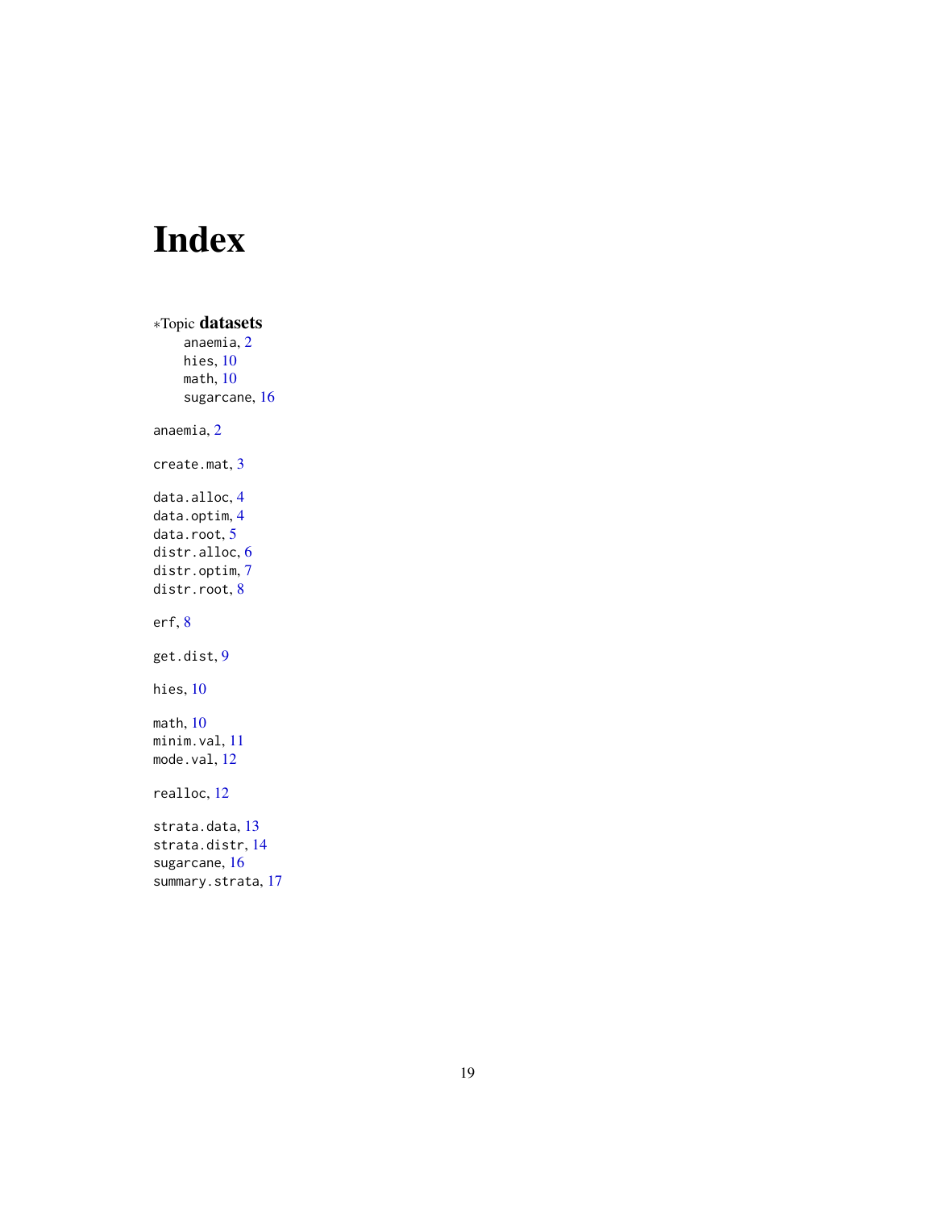# Index

*Topic **datasets**

anaemia, 2
hies, 10
math, 10
sugarcane, 16

anaemia, 2

create.mat, 3

data.alloc, 4
data.optim, 4
data.root, 5
distr.alloc, 6
distr.optim, 7
distr.root, 8

erf, 8

get.dist, 9

hies, 10

math, 10
minim.val, 11
mode.val, 12

realloc, 12

strata.data, 13
strata.distr, 14
sugarcane, 16
summary.strata, 17